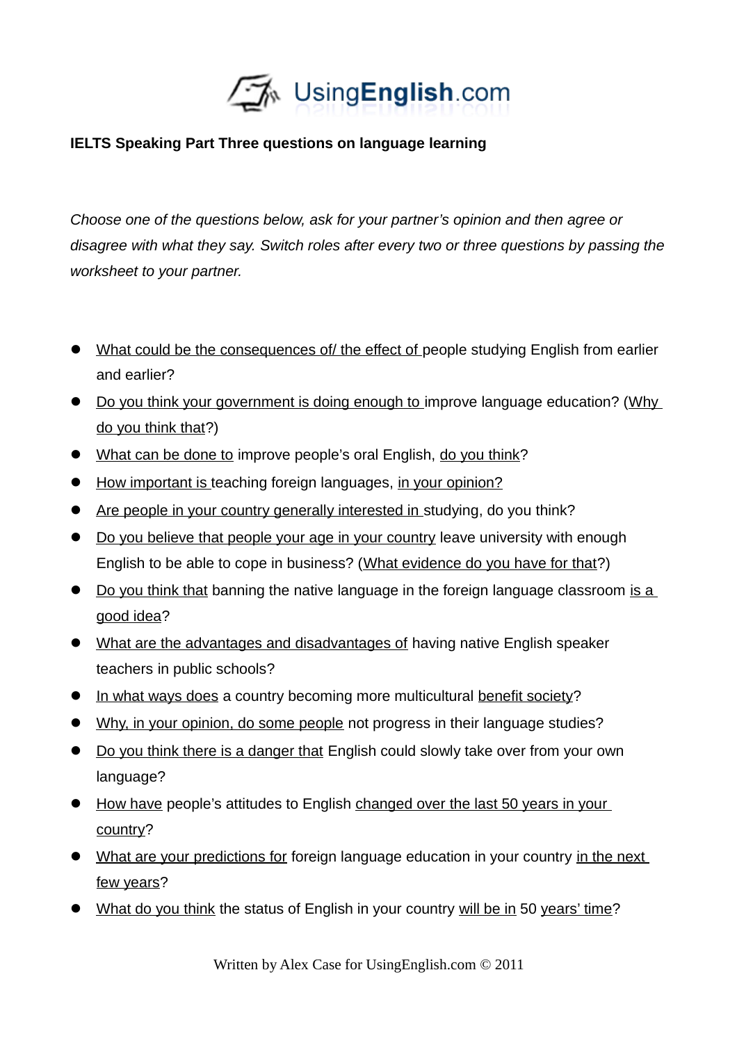UsingEnglish.com

**IELTS Speaking Part Three questions on language learning**

*Choose one of the questions below, ask for your partner's opinion and then agree or disagree with what they say. Switch roles after every two or three questions by passing the worksheet to your partner.*

- <u>What could be the consequences of/ the effect of</u> people studying English from earlier and earlier?
- <u>Do you think your government is doing enough to</u> improve language education? (<u>Why do you think that</u>?)
- <u>What can be done to</u> improve people's oral English, <u>do you think</u>?
- <u>How important is</u> teaching foreign languages, <u>in your opinion?</u>
- <u>Are people in your country generally interested in</u> studying, do you think?
- <u>Do you believe that people your age in your country</u> leave university with enough English to be able to cope in business? (<u>What evidence do you have for that</u>?)
- <u>Do you think that</u> banning the native language in the foreign language classroom <u>is a good idea</u>?
- <u>What are the advantages and disadvantages of</u> having native English speaker teachers in public schools?
- <u>In what ways does</u> a country becoming more multicultural <u>benefit society</u>?
- <u>Why, in your opinion, do some people</u> not progress in their language studies?
- <u>Do you think there is a danger that</u> English could slowly take over from your own language?
- <u>How have</u> people's attitudes to English <u>changed over the last 50 years in your country</u>?
- <u>What are your predictions for</u> foreign language education in your country <u>in the next few years</u>?
- <u>What do you think</u> the status of English in your country <u>will be in</u> 50 <u>years' time</u>?

Written by Alex Case for UsingEnglish.com © 2011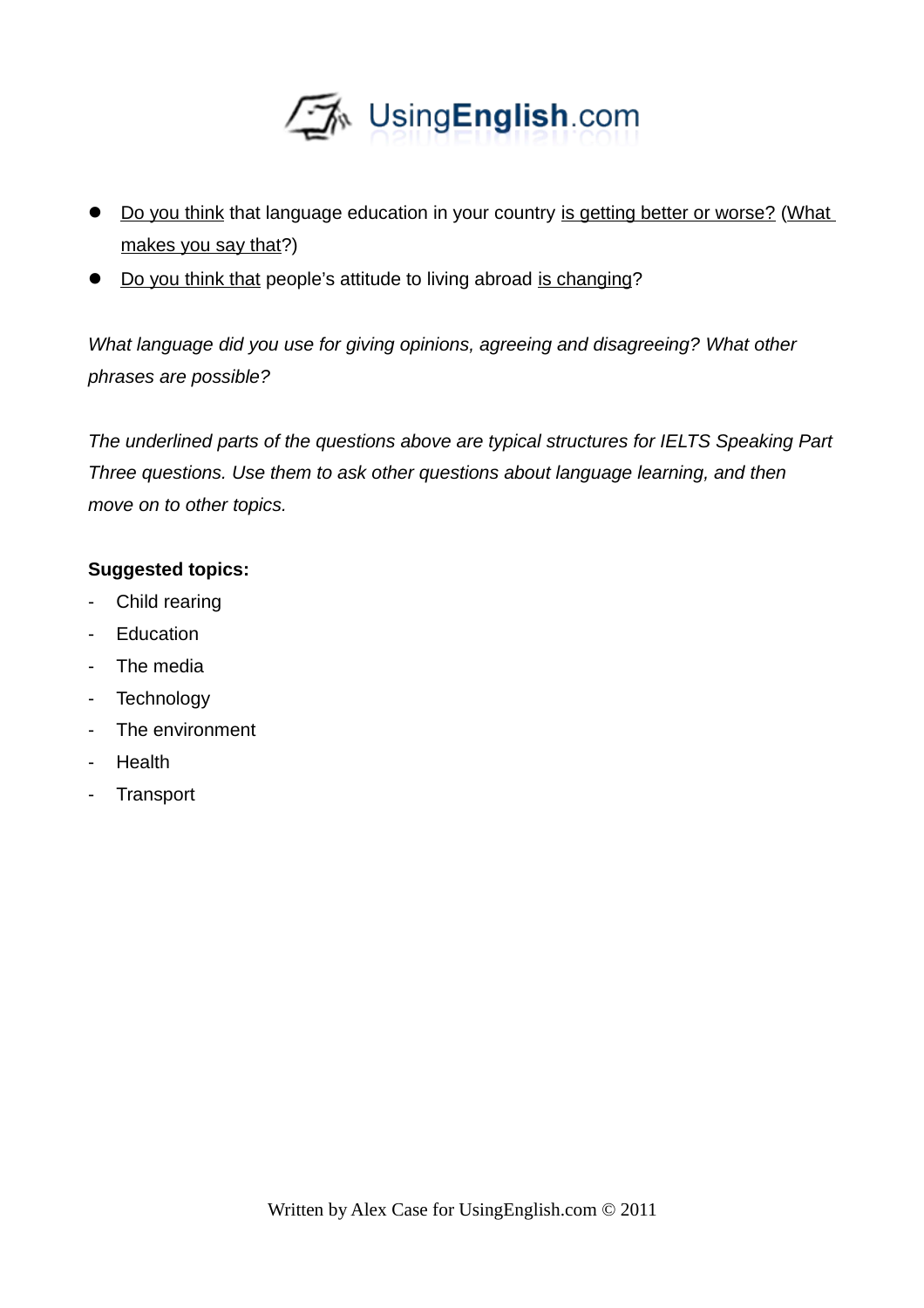- <u>Do you think</u> that language education in your country <u>is getting better or worse?</u> (<u>What makes you say that</u>?)
- <u>Do you think that</u> people's attitude to living abroad <u>is changing</u>?

*What language did you use for giving opinions, agreeing and disagreeing? What other phrases are possible?*

*The underlined parts of the questions above are typical structures for IELTS Speaking Part Three questions. Use them to ask other questions about language learning, and then move on to other topics.*

**Suggested topics:**

- Child rearing
- Education
- The media
- Technology
- The environment
- Health
- Transport